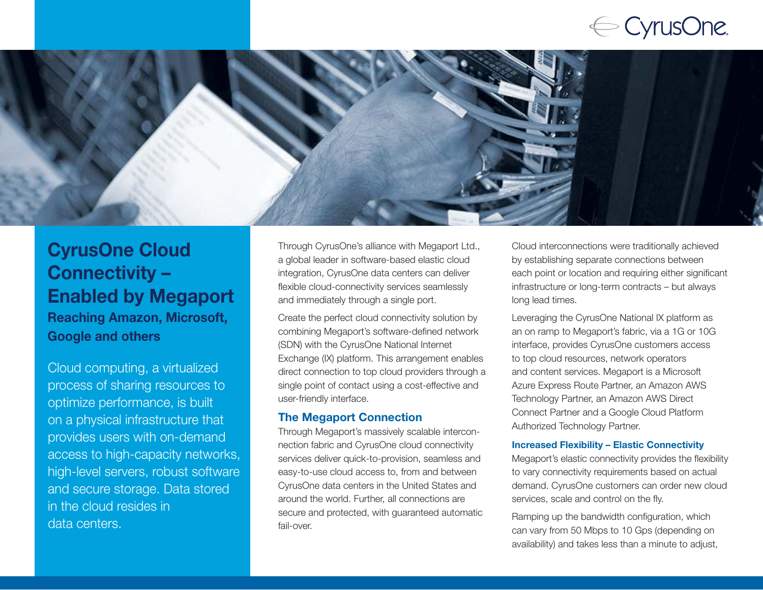# CyrusOne Cloud Connectivity – Enabled by Megaport

## Reaching Amazon, Microsoft, Google and others

Cloud computing, a virtualized process of sharing resources to optimize performance, is built on a physical infrastructure that provides users with on-demand access to high-capacity networks, high-level servers, robust software and secure storage. Data stored in the cloud resides in data centers.

Through CyrusOne's alliance with Megaport Ltd., a global leader in software-based elastic cloud integration, CyrusOne data centers can deliver flexible cloud-connectivity services seamlessly and immediately through a single port.

Create the perfect cloud connectivity solution by combining Megaport's software-defined network (SDN) with the CyrusOne National Internet Exchange (IX) platform. This arrangement enables direct connection to top cloud providers through a single point of contact using a cost-effective and user-friendly interface.

### The Megaport Connection

Through Megaport's massively scalable interconnection fabric and CyrusOne cloud connectivity services deliver quick-to-provision, seamless and easy-to-use cloud access to, from and between CyrusOne data centers in the United States and around the world. Further, all connections are secure and protected, with guaranteed automatic fail-over.

Cloud interconnections were traditionally achieved by establishing separate connections between each point or location and requiring either significant infrastructure or long-term contracts – but always long lead times.

Leveraging the CyrusOne National IX platform as an on ramp to Megaport's fabric, via a 1G or 10G interface, provides CyrusOne customers access to top cloud resources, network operators and content services. Megaport is a Microsoft Azure Express Route Partner, an Amazon AWS Technology Partner, an Amazon AWS Direct Connect Partner and a Google Cloud Platform Authorized Technology Partner.

### Increased Flexibility – Elastic Connectivity

Megaport's elastic connectivity provides the flexibility to vary connectivity requirements based on actual demand. CyrusOne customers can order new cloud services, scale and control on the fly.

Ramping up the bandwidth configuration, which can vary from 50 Mbps to 10 Gps (depending on availability) and takes less than a minute to adjust,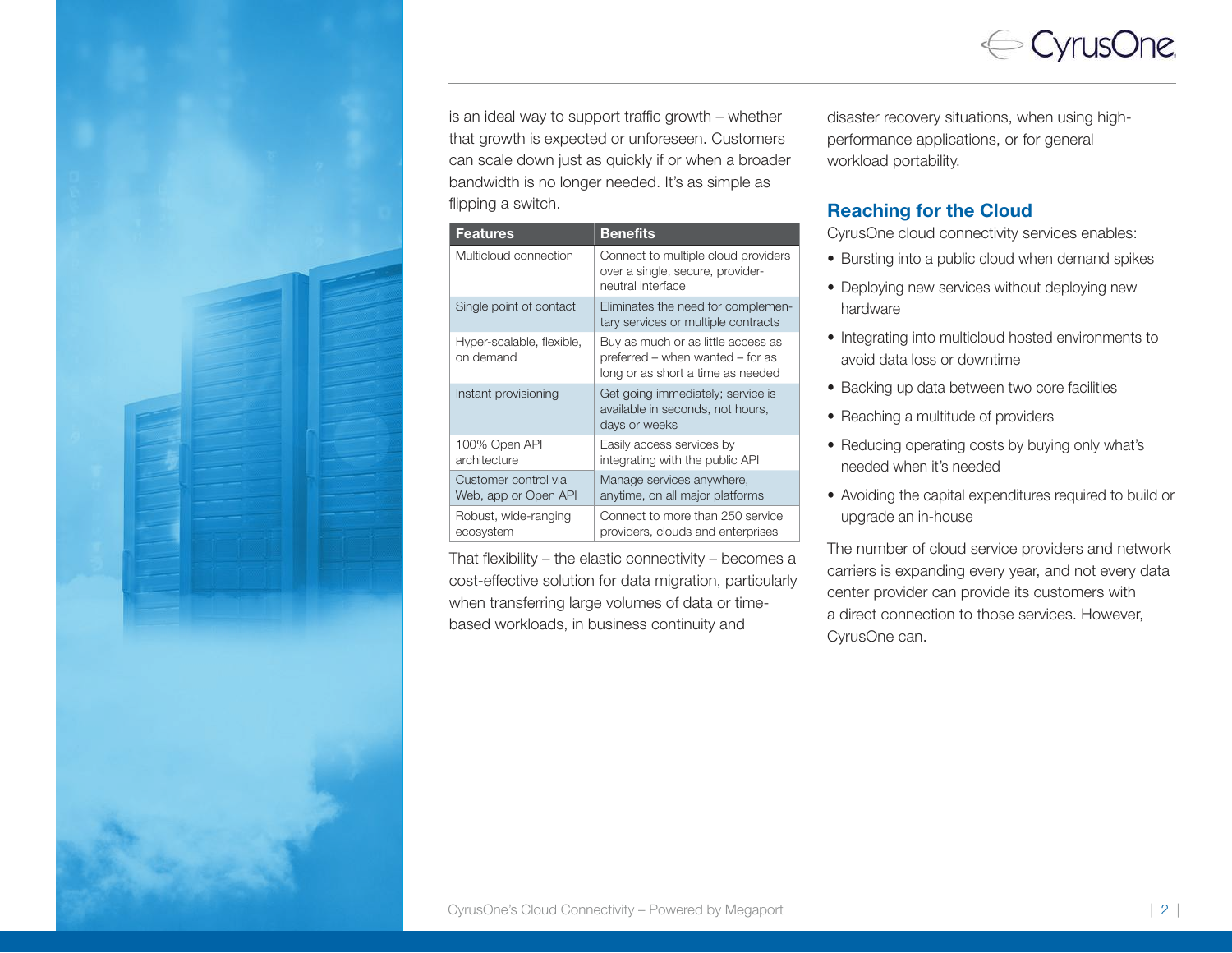is an ideal way to support traffic growth – whether that growth is expected or unforeseen. Customers can scale down just as quickly if or when a broader bandwidth is no longer needed. It's as simple as flipping a switch.

| Features | Benefits |
| --- | --- |
| Multicloud connection | Connect to multiple cloud providers over a single, secure, provider-neutral interface |
| Single point of contact | Eliminates the need for complementary services or multiple contracts |
| Hyper-scalable, flexible, on demand | Buy as much or as little access as preferred – when wanted – for as long or as short a time as needed |
| Instant provisioning | Get going immediately; service is available in seconds, not hours, days or weeks |
| 100% Open API architecture | Easily access services by integrating with the public API |
| Customer control via Web, app or Open API | Manage services anywhere, anytime, on all major platforms |
| Robust, wide-ranging ecosystem | Connect to more than 250 service providers, clouds and enterprises |

That flexibility – the elastic connectivity – becomes a cost-effective solution for data migration, particularly when transferring large volumes of data or time-based workloads, in business continuity and disaster recovery situations, when using high-performance applications, or for general workload portability.

## Reaching for the Cloud

CyrusOne cloud connectivity services enables:

- Bursting into a public cloud when demand spikes
- Deploying new services without deploying new hardware
- Integrating into multicloud hosted environments to avoid data loss or downtime
- Backing up data between two core facilities
- Reaching a multitude of providers
- Reducing operating costs by buying only what's needed when it's needed
- Avoiding the capital expenditures required to build or upgrade an in-house

The number of cloud service providers and network carriers is expanding every year, and not every data center provider can provide its customers with a direct connection to those services. However, CyrusOne can.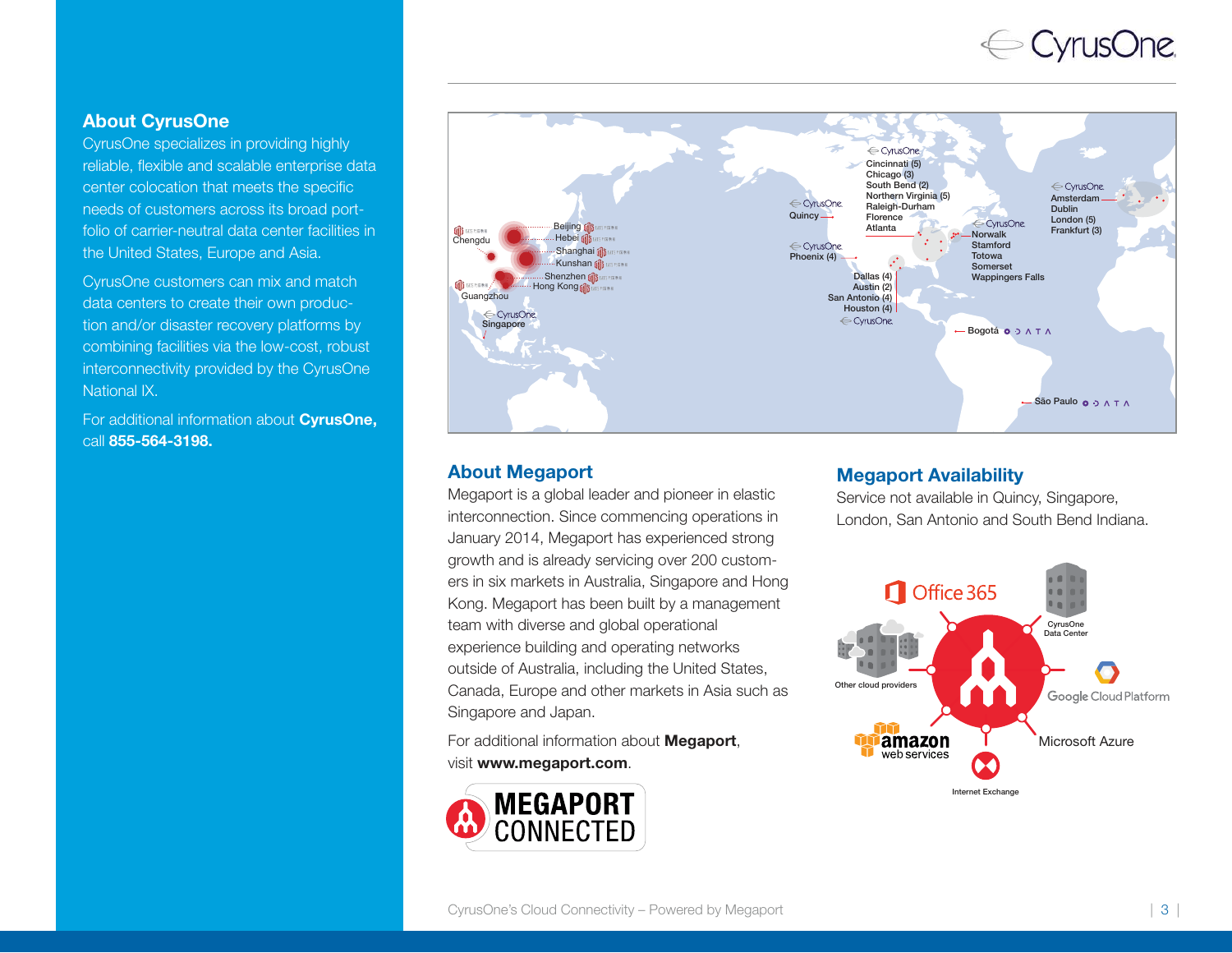## About CyrusOne

CyrusOne specializes in providing highly reliable, flexible and scalable enterprise data center colocation that meets the specific needs of customers across its broad portfolio of carrier-neutral data center facilities in the United States, Europe and Asia.

CyrusOne customers can mix and match data centers to create their own production and/or disaster recovery platforms by combining facilities via the low-cost, robust interconnectivity provided by the CyrusOne National IX.

For additional information about **CyrusOne,** call **855-564-3198.**

CyrusOne
Cincinnati (5)
Chicago (3)
South Bend (2)
Northern Virginia (5)
Raleigh-Durham
Florence
Atlanta

CyrusOne
Quincy

CyrusOne
Phoenix (4)

Dallas (4)
Austin (2)
San Antonio (4)
Houston (4)
CyrusOne

CyrusOne
Norwalk
Stamford
Totowa
Somerset
Wappingers Falls

CyrusOne
Amsterdam
Dublin
London (5)
Frankfurt (3)

Bogotá ODATA

São Paulo ODATA

Chengdu
Beijing
Hebei
Shanghai
Kunshan
Shenzhen
Hong Kong
Guangzhou
CyrusOne
Singapore

## About Megaport

Megaport is a global leader and pioneer in elastic interconnection. Since commencing operations in January 2014, Megaport has experienced strong growth and is already servicing over 200 customers in six markets in Australia, Singapore and Hong Kong. Megaport has been built by a management team with diverse and global operational experience building and operating networks outside of Australia, including the United States, Canada, Europe and other markets in Asia such as Singapore and Japan.

For additional information about **Megaport**, visit **www.megaport.com**.

MEGAPORT CONNECTED

## Megaport Availability

Service not available in Quincy, Singapore, London, San Antonio and South Bend Indiana.

Office 365
CyrusOne Data Center
Other cloud providers
Google Cloud Platform
amazon web services
Microsoft Azure
Internet Exchange